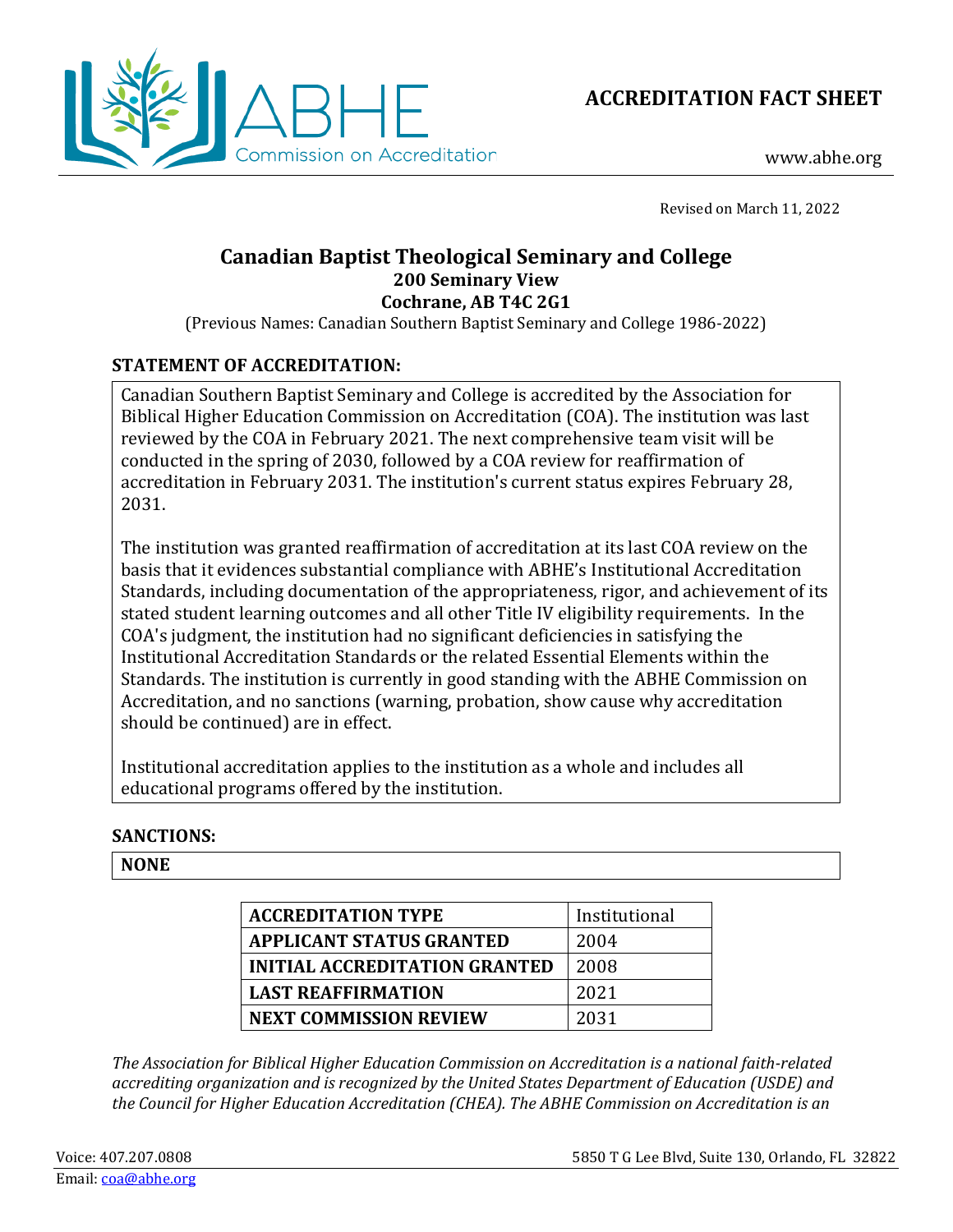ABHE Commission on Accreditation

**ACCREDITATION FACT SHEET**

www.abhe.org

Revised on March 11, 2022

# Canadian Baptist Theological Seminary and College
**200 Seminary View**
**Cochrane, AB T4C 2G1**

(Previous Names: Canadian Southern Baptist Seminary and College 1986-2022)

## STATEMENT OF ACCREDITATION:

Canadian Southern Baptist Seminary and College is accredited by the Association for Biblical Higher Education Commission on Accreditation (COA). The institution was last reviewed by the COA in February 2021. The next comprehensive team visit will be conducted in the spring of 2030, followed by a COA review for reaffirmation of accreditation in February 2031. The institution's current status expires February 28, 2031.

The institution was granted reaffirmation of accreditation at its last COA review on the basis that it evidences substantial compliance with ABHE's Institutional Accreditation Standards, including documentation of the appropriateness, rigor, and achievement of its stated student learning outcomes and all other Title IV eligibility requirements. In the COA's judgment, the institution had no significant deficiencies in satisfying the Institutional Accreditation Standards or the related Essential Elements within the Standards. The institution is currently in good standing with the ABHE Commission on Accreditation, and no sanctions (warning, probation, show cause why accreditation should be continued) are in effect.

Institutional accreditation applies to the institution as a whole and includes all educational programs offered by the institution.

## SANCTIONS:

**NONE**

| | |
|---|---|
| **ACCREDITATION TYPE** | Institutional |
| **APPLICANT STATUS GRANTED** | 2004 |
| **INITIAL ACCREDITATION GRANTED** | 2008 |
| **LAST REAFFIRMATION** | 2021 |
| **NEXT COMMISSION REVIEW** | 2031 |

*The Association for Biblical Higher Education Commission on Accreditation is a national faith-related accrediting organization and is recognized by the United States Department of Education (USDE) and the Council for Higher Education Accreditation (CHEA). The ABHE Commission on Accreditation is an*

Voice: 407.207.0808
Email: coa@abhe.org

5850 T G Lee Blvd, Suite 130, Orlando, FL 32822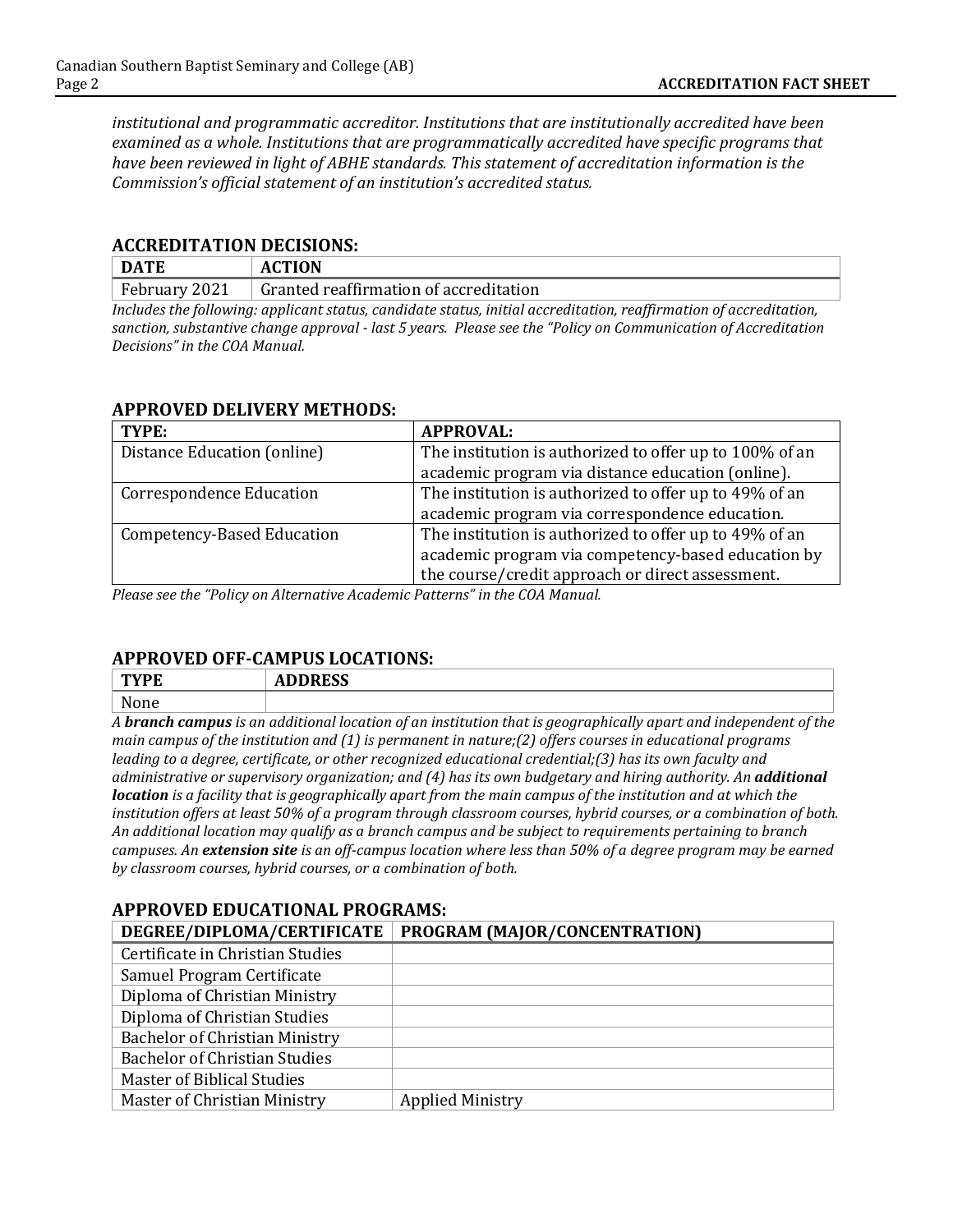*institutional and programmatic accreditor. Institutions that are institutionally accredited have been examined as a whole. Institutions that are programmatically accredited have specific programs that have been reviewed in light of ABHE standards. This statement of accreditation information is the Commission's official statement of an institution's accredited status.*

## ACCREDITATION DECISIONS:

| DATE | ACTION |
|---|---|
| February 2021 | Granted reaffirmation of accreditation |

*Includes the following: applicant status, candidate status, initial accreditation, reaffirmation of accreditation, sanction, substantive change approval - last 5 years. Please see the "Policy on Communication of Accreditation Decisions" in the COA Manual.*

## APPROVED DELIVERY METHODS:

| TYPE: | APPROVAL: |
|---|---|
| Distance Education (online) | The institution is authorized to offer up to 100% of an academic program via distance education (online). |
| Correspondence Education | The institution is authorized to offer up to 49% of an academic program via correspondence education. |
| Competency-Based Education | The institution is authorized to offer up to 49% of an academic program via competency-based education by the course/credit approach or direct assessment. |

*Please see the "Policy on Alternative Academic Patterns" in the COA Manual.*

## APPROVED OFF-CAMPUS LOCATIONS:

| TYPE | ADDRESS |
|---|---|
| None | |

*A **branch campus** is an additional location of an institution that is geographically apart and independent of the main campus of the institution and (1) is permanent in nature;(2) offers courses in educational programs leading to a degree, certificate, or other recognized educational credential;(3) has its own faculty and administrative or supervisory organization; and (4) has its own budgetary and hiring authority. An **additional location** is a facility that is geographically apart from the main campus of the institution and at which the institution offers at least 50% of a program through classroom courses, hybrid courses, or a combination of both. An additional location may qualify as a branch campus and be subject to requirements pertaining to branch campuses. An **extension site** is an off-campus location where less than 50% of a degree program may be earned by classroom courses, hybrid courses, or a combination of both.*

## APPROVED EDUCATIONAL PROGRAMS:

| DEGREE/DIPLOMA/CERTIFICATE | PROGRAM (MAJOR/CONCENTRATION) |
|---|---|
| Certificate in Christian Studies | |
| Samuel Program Certificate | |
| Diploma of Christian Ministry | |
| Diploma of Christian Studies | |
| Bachelor of Christian Ministry | |
| Bachelor of Christian Studies | |
| Master of Biblical Studies | |
| Master of Christian Ministry | Applied Ministry |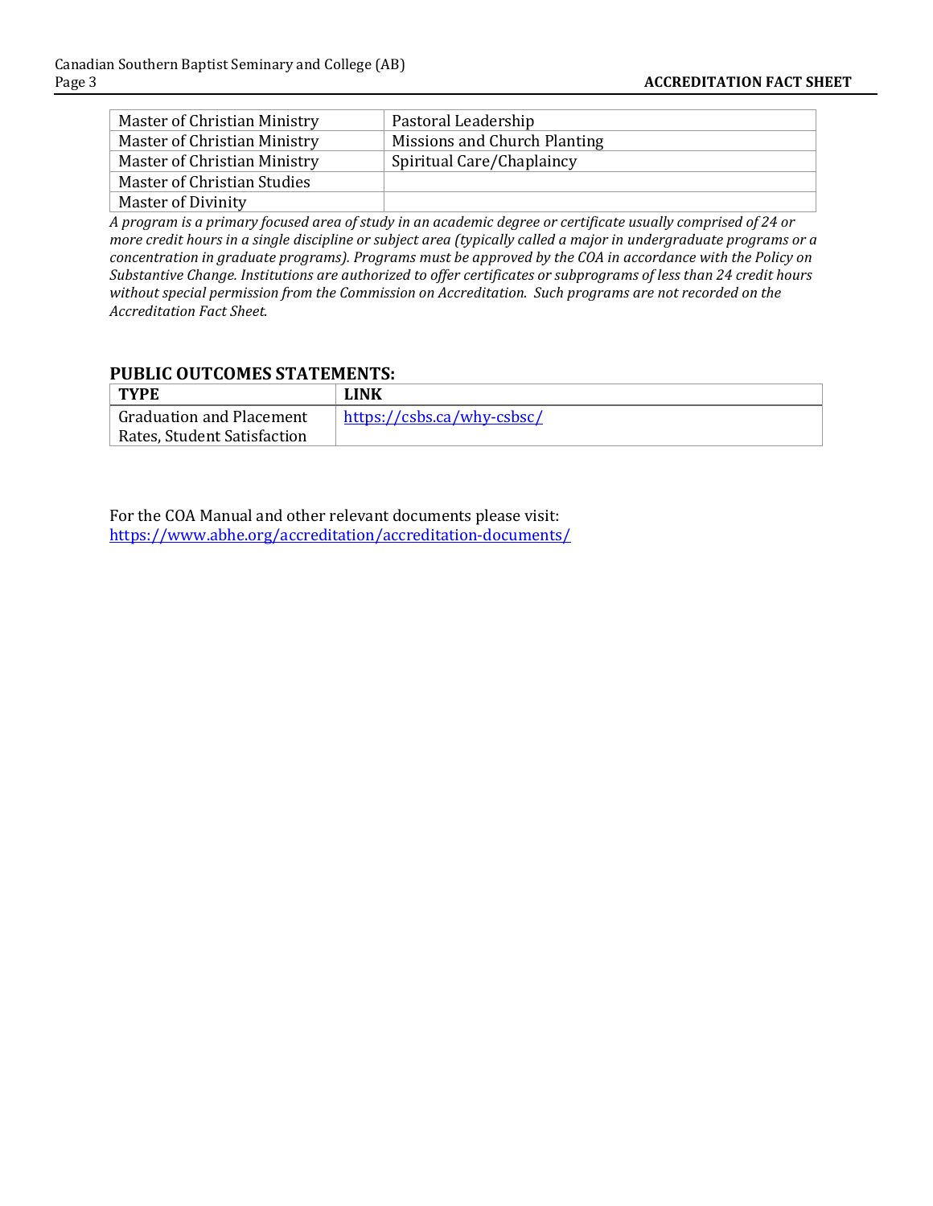| | |
|---|---|
| Master of Christian Ministry | Pastoral Leadership |
| Master of Christian Ministry | Missions and Church Planting |
| Master of Christian Ministry | Spiritual Care/Chaplaincy |
| Master of Christian Studies | |
| Master of Divinity | |

*A program is a primary focused area of study in an academic degree or certificate usually comprised of 24 or more credit hours in a single discipline or subject area (typically called a major in undergraduate programs or a concentration in graduate programs). Programs must be approved by the COA in accordance with the Policy on Substantive Change. Institutions are authorized to offer certificates or subprograms of less than 24 credit hours without special permission from the Commission on Accreditation. Such programs are not recorded on the Accreditation Fact Sheet.*

## PUBLIC OUTCOMES STATEMENTS:

| TYPE | LINK |
|---|---|
| Graduation and Placement Rates, Student Satisfaction | https://csbs.ca/why-csbsc/ |

For the COA Manual and other relevant documents please visit:
https://www.abhe.org/accreditation/accreditation-documents/